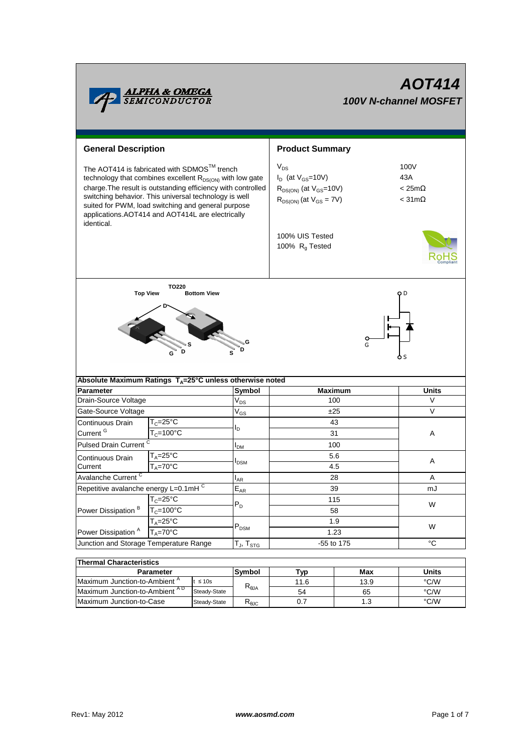# AOT414

## 100V N-channel MOSFET

## General Description

The AOT414 is fabricated with SDMOS™ trench technology that combines excellent $R_{DS(ON)}$ with low gate charge.The result is outstanding efficiency with controlled switching behavior. This universal technology is well suited for PWM, load switching and general purpose applications.AOT414 and AOT414L are electrically identical.

## Product Summary

| | |
|---|---|
| $V_{DS}$ | 100V |
| $I_D$ (at $V_{GS}$=10V) | 43A |
| $R_{DS(ON)}$ (at $V_{GS}$=10V) | < 25mΩ |
| $R_{DS(ON)}$ (at $V_{GS}$ = 7V) | < 31mΩ |

100% UIS Tested
100% $R_g$ Tested

TO220
Top View Bottom View

## Absolute Maximum Ratings $T_A$=25°C unless otherwise noted

| Parameter | | Symbol | Maximum | Units |
|---|---|---|---|---|
| Drain-Source Voltage | | $V_{DS}$ | 100 | V |
| Gate-Source Voltage | | $V_{GS}$ | ±25 | V |
| Continuous Drain Current [G] | $T_C$=25°C | $I_D$ | 43 | A |
| | $T_C$=100°C | | 31 | |
| Pulsed Drain Current [C] | | $I_{DM}$ | 100 | |
| Continuous Drain Current | $T_A$=25°C | $I_{DSM}$ | 5.6 | A |
| | $T_A$=70°C | | 4.5 | |
| Avalanche Current [C] | | $I_{AR}$ | 28 | A |
| Repetitive avalanche energy L=0.1mH [C] | | $E_{AR}$ | 39 | mJ |
| Power Dissipation [B] | $T_C$=25°C | $P_D$ | 115 | W |
| | $T_C$=100°C | | 58 | |
| Power Dissipation [A] | $T_A$=25°C | $P_{DSM}$ | 1.9 | W |
| | $T_A$=70°C | | 1.23 | |
| Junction and Storage Temperature Range | | $T_J$, $T_{STG}$ | -55 to 175 | °C |

## Thermal Characteristics

| Parameter | | Symbol | Typ | Max | Units |
|---|---|---|---|---|---|
| Maximum Junction-to-Ambient [A] | t ≤ 10s | $R_{\theta JA}$ | 11.6 | 13.9 | °C/W |
| Maximum Junction-to-Ambient [A D] | Steady-State | | 54 | 65 | °C/W |
| Maximum Junction-to-Case | Steady-State | $R_{\theta JC}$ | 0.7 | 1.3 | °C/W |

Rev1: May 2012 www.aosmd.com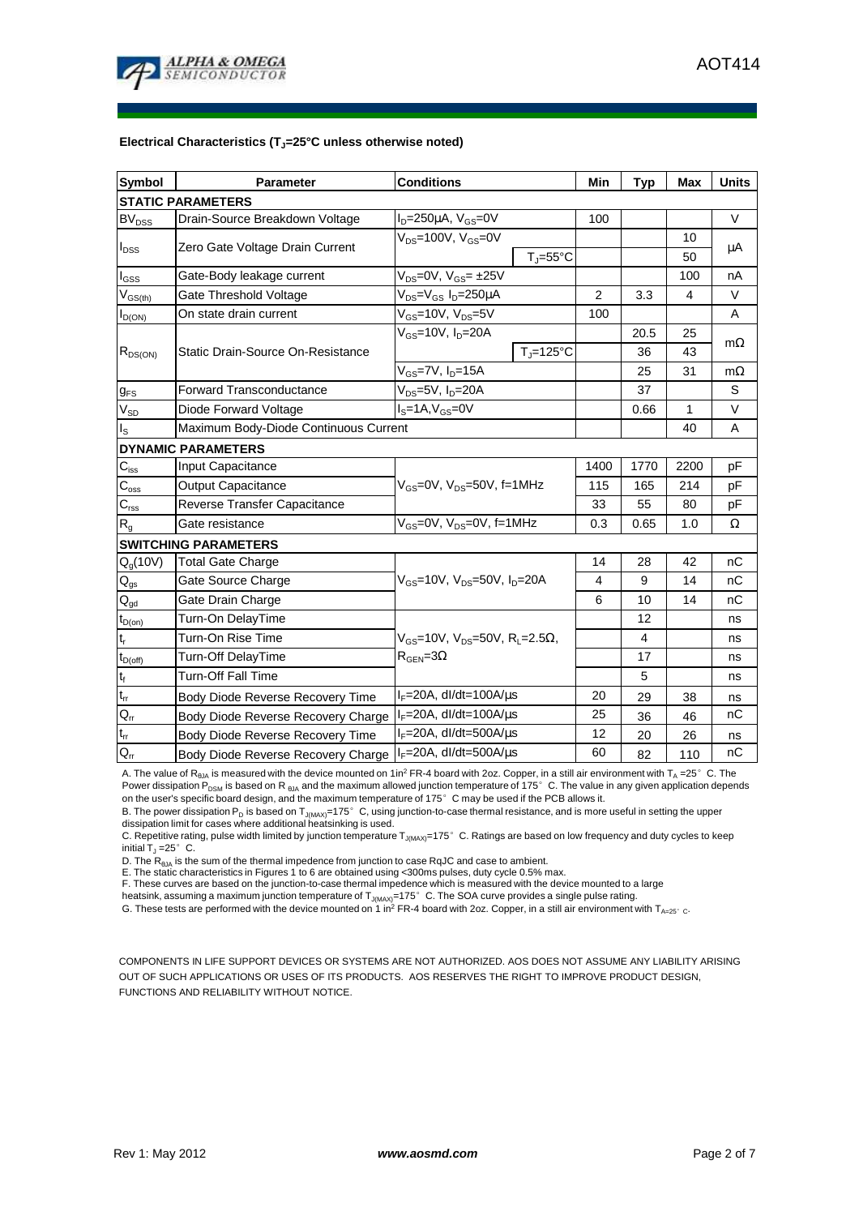**Electrical Characteristics ($T_J$=25°C unless otherwise noted)**

| Symbol | Parameter | Conditions | | Min | Typ | Max | Units |
|---|---|---|---|---|---|---|---|
| **STATIC PARAMETERS** | | | | | | | |
| $BV_{DSS}$ | Drain-Source Breakdown Voltage | $I_D$=250µA, $V_{GS}$=0V | | 100 | | | V |
| $I_{DSS}$ | Zero Gate Voltage Drain Current | $V_{DS}$=100V, $V_{GS}$=0V | | | | 10 | µA |
| | | | $T_J$=55°C | | | 50 | |
| $I_{GSS}$ | Gate-Body leakage current | $V_{DS}$=0V, $V_{GS}$= ±25V | | | | 100 | nA |
| $V_{GS(th)}$ | Gate Threshold Voltage | $V_{DS}$=$V_{GS}$ $I_D$=250µA | | 2 | 3.3 | 4 | V |
| $I_{D(ON)}$ | On state drain current | $V_{GS}$=10V, $V_{DS}$=5V | | 100 | | | A |
| $R_{DS(ON)}$ | Static Drain-Source On-Resistance | $V_{GS}$=10V, $I_D$=20A | | | 20.5 | 25 | mΩ |
| | | | $T_J$=125°C | | 36 | 43 | |
| | | $V_{GS}$=7V, $I_D$=15A | | | 25 | 31 | mΩ |
| $g_{FS}$ | Forward Transconductance | $V_{DS}$=5V, $I_D$=20A | | | 37 | | S |
| $V_{SD}$ | Diode Forward Voltage | $I_S$=1A,$V_{GS}$=0V | | | 0.66 | 1 | V |
| $I_S$ | Maximum Body-Diode Continuous Current | | | | | 40 | A |
| **DYNAMIC PARAMETERS** | | | | | | | |
| $C_{iss}$ | Input Capacitance | $V_{GS}$=0V, $V_{DS}$=50V, f=1MHz | | 1400 | 1770 | 2200 | pF |
| $C_{oss}$ | Output Capacitance | | | 115 | 165 | 214 | pF |
| $C_{rss}$ | Reverse Transfer Capacitance | | | 33 | 55 | 80 | pF |
| $R_g$ | Gate resistance | $V_{GS}$=0V, $V_{DS}$=0V, f=1MHz | | 0.3 | 0.65 | 1.0 | Ω |
| **SWITCHING PARAMETERS** | | | | | | | |
| $Q_g$(10V) | Total Gate Charge | $V_{GS}$=10V, $V_{DS}$=50V, $I_D$=20A | | 14 | 28 | 42 | nC |
| $Q_{gs}$ | Gate Source Charge | | | 4 | 9 | 14 | nC |
| $Q_{gd}$ | Gate Drain Charge | | | 6 | 10 | 14 | nC |
| $t_{D(on)}$ | Turn-On DelayTime | $V_{GS}$=10V, $V_{DS}$=50V, $R_L$=2.5Ω, $R_{GEN}$=3Ω | | | 12 | | ns |
| $t_r$ | Turn-On Rise Time | | | | 4 | | ns |
| $t_{D(off)}$ | Turn-Off DelayTime | | | | 17 | | ns |
| $t_f$ | Turn-Off Fall Time | | | | 5 | | ns |
| $t_{rr}$ | Body Diode Reverse Recovery Time | $I_F$=20A, dI/dt=100A/µs | | 20 | 29 | 38 | ns |
| $Q_{rr}$ | Body Diode Reverse Recovery Charge | $I_F$=20A, dI/dt=100A/µs | | 25 | 36 | 46 | nC |
| $t_{rr}$ | Body Diode Reverse Recovery Time | $I_F$=20A, dI/dt=500A/µs | | 12 | 20 | 26 | ns |
| $Q_{rr}$ | Body Diode Reverse Recovery Charge | $I_F$=20A, dI/dt=500A/µs | | 60 | 82 | 110 | nC |

A. The value of $R_{\theta JA}$ is measured with the device mounted on 1in$^2$ FR-4 board with 2oz. Copper, in a still air environment with $T_A$ =25°C. The Power dissipation $P_{DSM}$ is based on $R_{\theta JA}$ and the maximum allowed junction temperature of 175°C. The value in any given application depends on the user's specific board design, and the maximum temperature of 175°C may be used if the PCB allows it.

B. The power dissipation $P_D$ is based on $T_{J(MAX)}$=175°C, using junction-to-case thermal resistance, and is more useful in setting the upper dissipation limit for cases where additional heatsinking is used.

C. Repetitive rating, pulse width limited by junction temperature $T_{J(MAX)}$=175°C. Ratings are based on low frequency and duty cycles to keep initial $T_J$ =25°C.

D. The $R_{\theta JA}$ is the sum of the thermal impedence from junction to case RqJC and case to ambient.

E. The static characteristics in Figures 1 to 6 are obtained using <300ms pulses, duty cycle 0.5% max.

F. These curves are based on the junction-to-case thermal impedence which is measured with the device mounted to a large heatsink, assuming a maximum junction temperature of $T_{J(MAX)}$=175°C. The SOA curve provides a single pulse rating.

G. These tests are performed with the device mounted on 1 in$^2$ FR-4 board with 2oz. Copper, in a still air environment with $T_{A=25°C}$.

COMPONENTS IN LIFE SUPPORT DEVICES OR SYSTEMS ARE NOT AUTHORIZED. AOS DOES NOT ASSUME ANY LIABILITY ARISING OUT OF SUCH APPLICATIONS OR USES OF ITS PRODUCTS. AOS RESERVES THE RIGHT TO IMPROVE PRODUCT DESIGN, FUNCTIONS AND RELIABILITY WITHOUT NOTICE.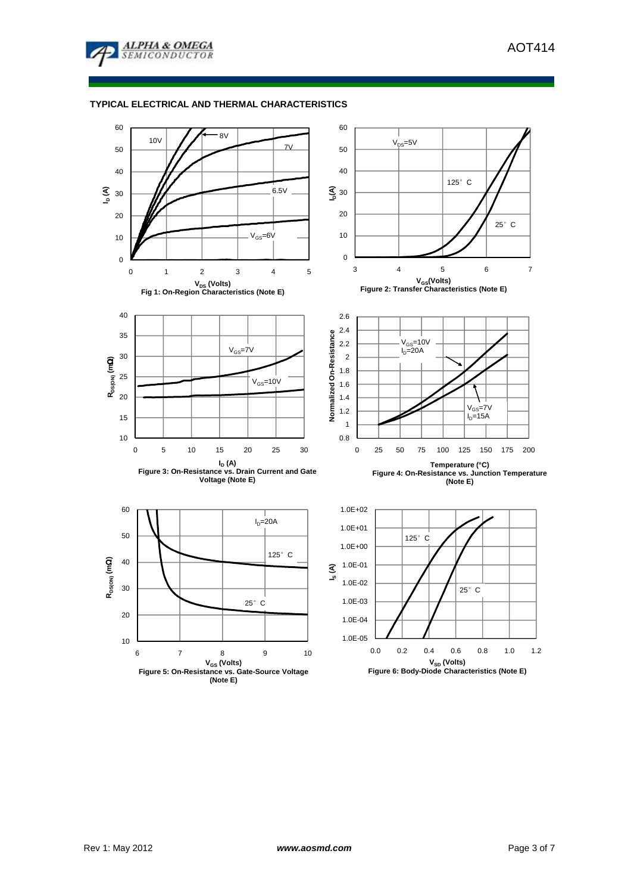## TYPICAL ELECTRICAL AND THERMAL CHARACTERISTICS

Fig 1: On-Region Characteristics (Note E)

Figure 2: Transfer Characteristics (Note E)

Figure 3: On-Resistance vs. Drain Current and Gate Voltage (Note E)

Figure 4: On-Resistance vs. Junction Temperature (Note E)

Figure 5: On-Resistance vs. Gate-Source Voltage (Note E)

Figure 6: Body-Diode Characteristics (Note E)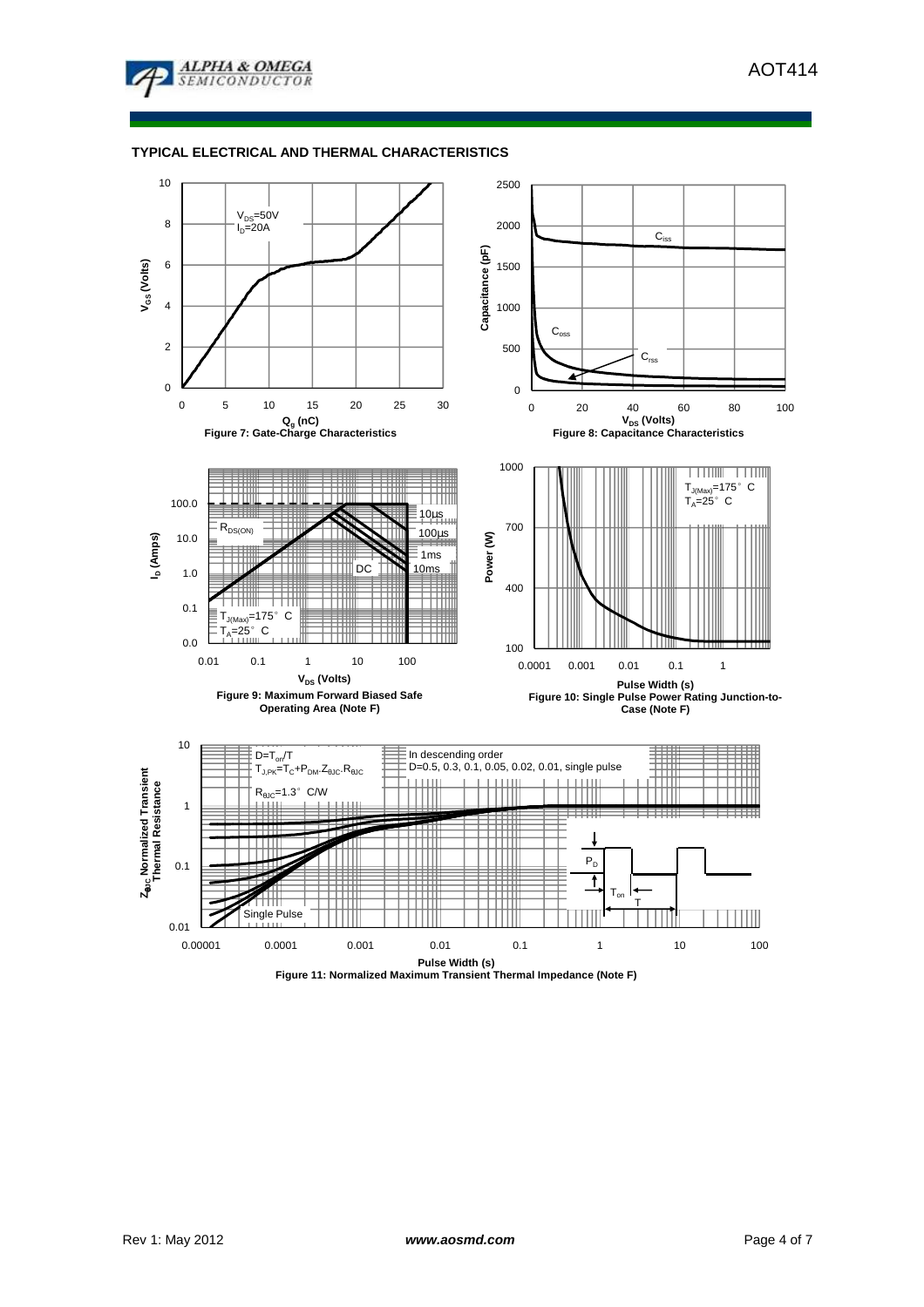## TYPICAL ELECTRICAL AND THERMAL CHARACTERISTICS

$V_{DS}$=50V
$I_D$=20A

Figure 7: Gate-Charge Characteristics

$C_{iss}$
$C_{oss}$
$C_{rss}$

Figure 8: Capacitance Characteristics

$R_{DS(ON)}$
10µs
100µs
1ms
10ms
DC
$T_{J(Max)}$=175° C
$T_A$=25° C

Figure 9: Maximum Forward Biased Safe Operating Area (Note F)

$T_{J(Max)}$=175° C
$T_A$=25° C

Figure 10: Single Pulse Power Rating Junction-to-Case (Note F)

$D=T_{on}/T$
$T_{J,PK}=T_C+P_{DM}.Z_{\theta JC}.R_{\theta JC}$
$R_{\theta JC}$=1.3° C/W

In descending order
D=0.5, 0.3, 0.1, 0.05, 0.02, 0.01, single pulse

Single Pulse

Figure 11: Normalized Maximum Transient Thermal Impedance (Note F)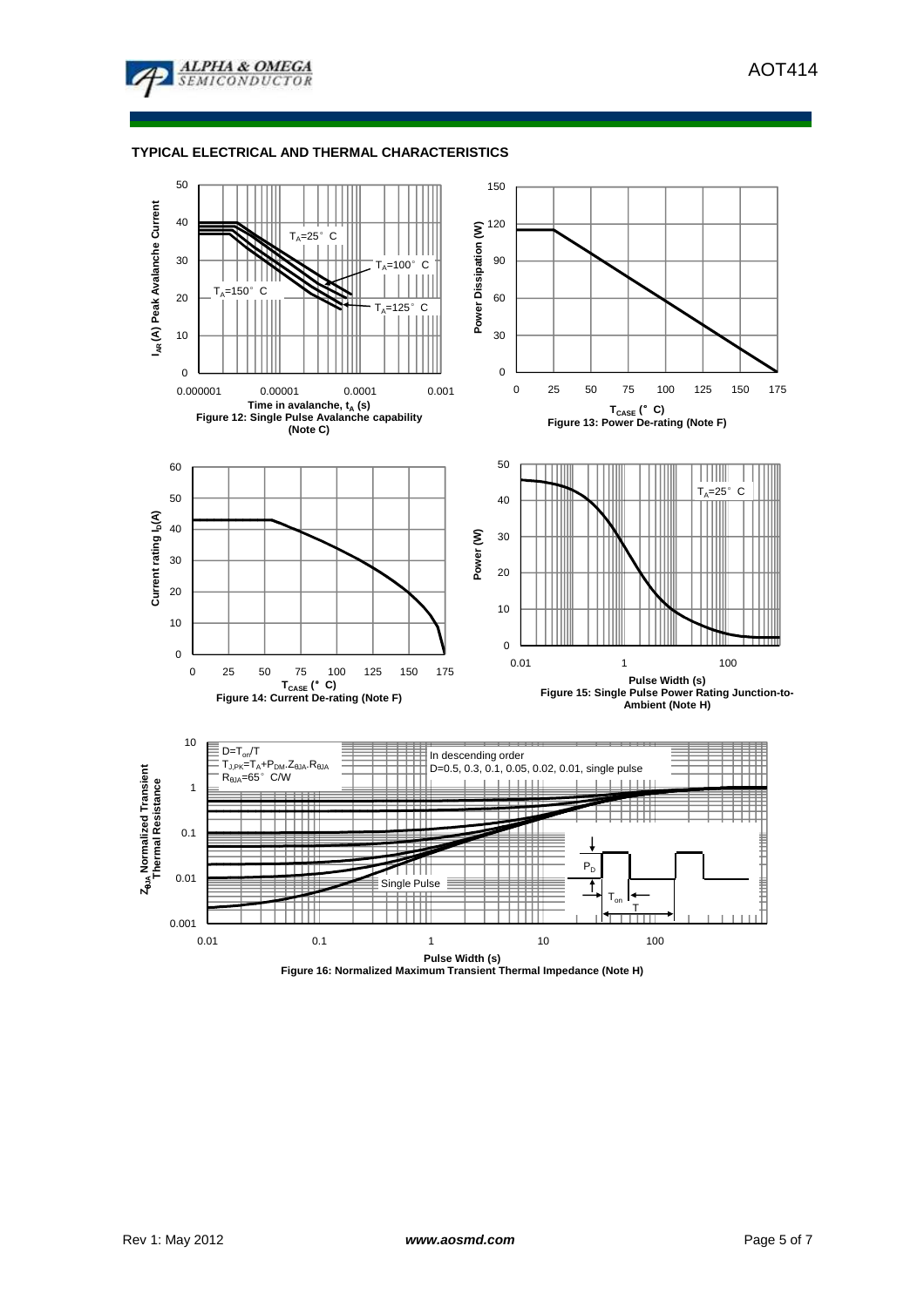## TYPICAL ELECTRICAL AND THERMAL CHARACTERISTICS

Figure 12: Single Pulse Avalanche capability (Note C)

Figure 13: Power De-rating (Note F)

Figure 14: Current De-rating (Note F)

Figure 15: Single Pulse Power Rating Junction-to-Ambient (Note H)

Figure 16: Normalized Maximum Transient Thermal Impedance (Note H)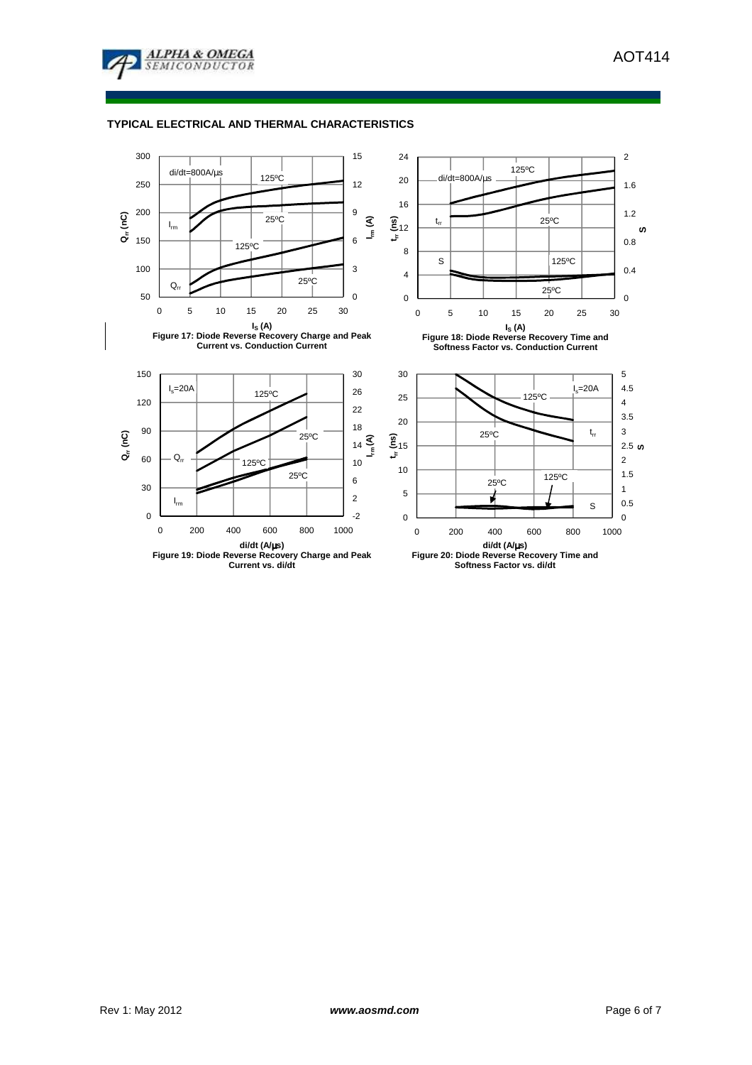## TYPICAL ELECTRICAL AND THERMAL CHARACTERISTICS

**Figure 17: Diode Reverse Recovery Charge and Peak Current vs. Conduction Current**

**Figure 18: Diode Reverse Recovery Time and Softness Factor vs. Conduction Current**

**Figure 19: Diode Reverse Recovery Charge and Peak Current vs. di/dt**

**Figure 20: Diode Reverse Recovery Time and Softness Factor vs. di/dt**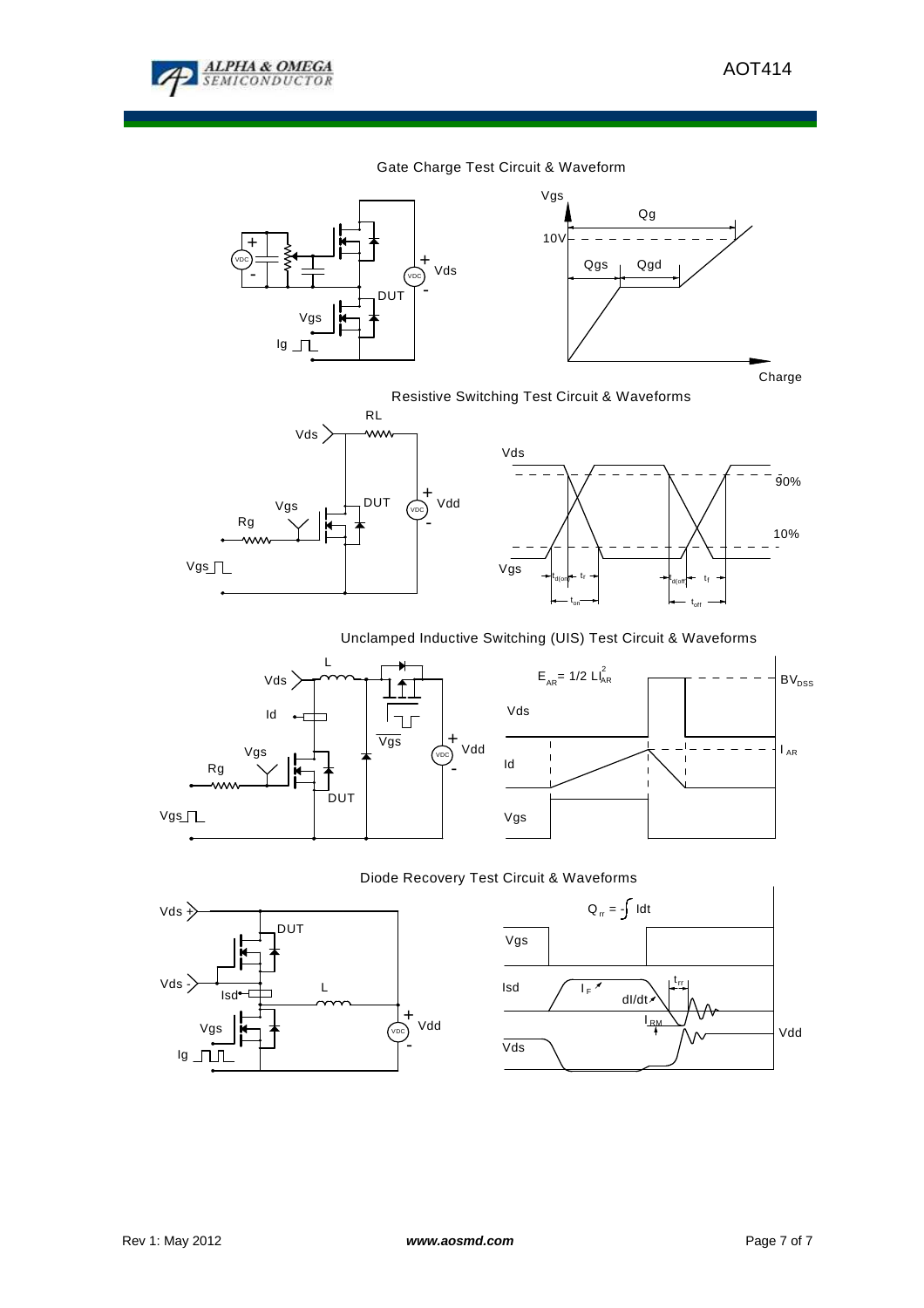## Gate Charge Test Circuit & Waveform

+
VDC
-
+
VDC
-
Vds
DUT
Vgs
Ig

Vgs
Qg
10V
Qgs
Qgd
Charge

## Resistive Switching Test Circuit & Waveforms

RL
Vds
DUT
Vgs
Rg
Vgs
+
VDC
Vdd
-

Vds
90%
10%
Vgs
$t_{d(on)}$
$t_r$
$t_{on}$
$t_{d(off)}$
$t_f$
$t_{off}$

## Unclamped Inductive Switching (UIS) Test Circuit & Waveforms

L
Vds
Id
Vgs
Rg
Vgs
DUT
Vgs
+
VDC
Vdd
-

$E_{AR} = 1/2\ LI_{AR}^2$
$BV_{DSS}$
Vds
Id
$I_{AR}$
Vgs

## Diode Recovery Test Circuit & Waveforms

Vds +
DUT
Vds -
Isd
L
Vgs
Ig
+
VDC
Vdd
-

$Q_{rr} = -\int Idt$
Vgs
Isd
$I_F$
dI/dt
$t_{rr}$
$I_{RM}$
Vds
Vdd